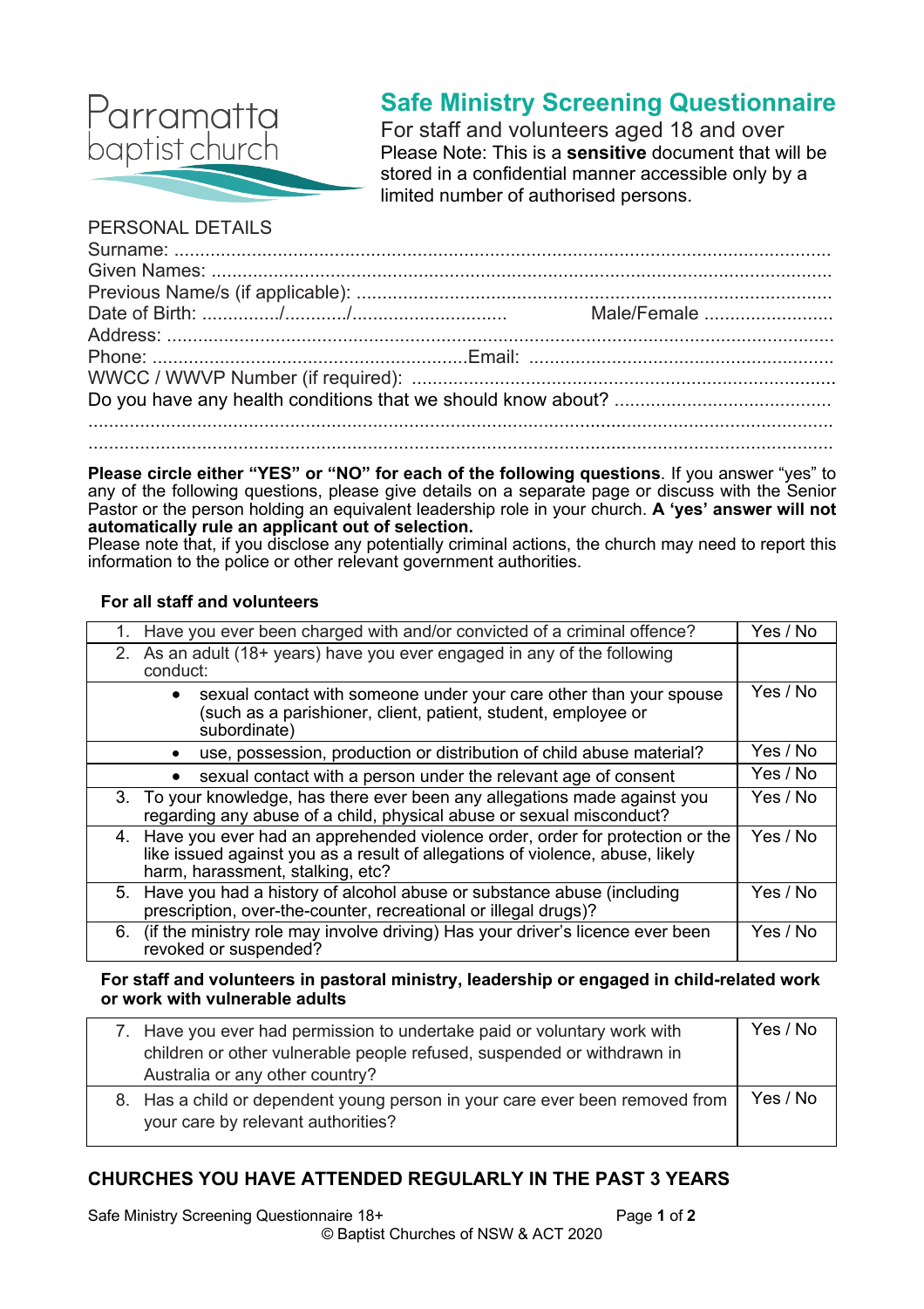Parramatta baptist church

# Safe Ministry Screening Questionnaire

For staff and volunteers aged 18 and over

Please Note: This is a **sensitive** document that will be stored in a confidential manner accessible only by a limited number of authorised persons.

PERSONAL DETAILS

Surname: ..........................................................................................................................

Given Names: ....................................................................................................................

Previous Name/s (if applicable): ..........................................................................................

Date of Birth: ............../.........../............................ Male/Female ........................

Address: ............................................................................................................................

Phone: ...........................................................Email: ..........................................................

WWCC / WWVP Number (if required): ................................................................................

Do you have any health conditions that we should know about? .........................................

..............................................................................................................................................

..............................................................................................................................................

**Please circle either "YES" or "NO" for each of the following questions**. If you answer "yes" to any of the following questions, please give details on a separate page or discuss with the Senior Pastor or the person holding an equivalent leadership role in your church. **A 'yes' answer will not automatically rule an applicant out of selection.**
Please note that, if you disclose any potentially criminal actions, the church may need to report this information to the police or other relevant government authorities.

**For all staff and volunteers**

| | |
|---|---|
| 1. Have you ever been charged with and/or convicted of a criminal offence? | Yes / No |
| 2. As an adult (18+ years) have you ever engaged in any of the following conduct: | |
| • sexual contact with someone under your care other than your spouse (such as a parishioner, client, patient, student, employee or subordinate) | Yes / No |
| • use, possession, production or distribution of child abuse material? | Yes / No |
| • sexual contact with a person under the relevant age of consent | Yes / No |
| 3. To your knowledge, has there ever been any allegations made against you regarding any abuse of a child, physical abuse or sexual misconduct? | Yes / No |
| 4. Have you ever had an apprehended violence order, order for protection or the like issued against you as a result of allegations of violence, abuse, likely harm, harassment, stalking, etc? | Yes / No |
| 5. Have you had a history of alcohol abuse or substance abuse (including prescription, over-the-counter, recreational or illegal drugs)? | Yes / No |
| 6. (if the ministry role may involve driving) Has your driver's licence ever been revoked or suspended? | Yes / No |

**For staff and volunteers in pastoral ministry, leadership or engaged in child-related work or work with vulnerable adults**

| | |
|---|---|
| 7. Have you ever had permission to undertake paid or voluntary work with children or other vulnerable people refused, suspended or withdrawn in Australia or any other country? | Yes / No |
| 8. Has a child or dependent young person in your care ever been removed from your care by relevant authorities? | Yes / No |

## CHURCHES YOU HAVE ATTENDED REGULARLY IN THE PAST 3 YEARS

Safe Ministry Screening Questionnaire 18+

© Baptist Churches of NSW & ACT 2020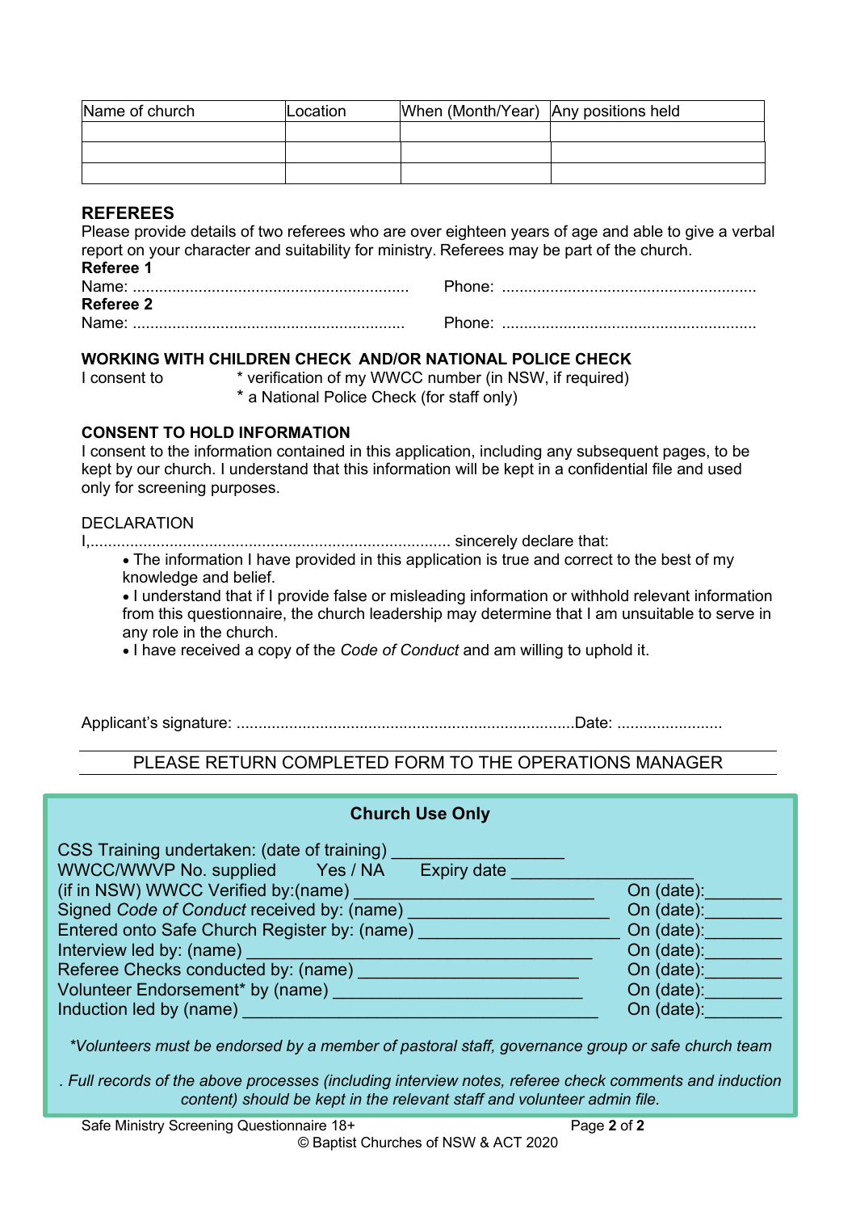| Name of church | Location | When (Month/Year) | Any positions held |
|---|---|---|---|
| | | | |
| | | | |
| | | | |

## REFEREES

Please provide details of two referees who are over eighteen years of age and able to give a verbal report on your character and suitability for ministry. Referees may be part of the church.

**Referee 1**

Name: ............................................................... Phone: ..........................................................

**Referee 2**

Name: ............................................................... Phone: ..........................................................

## WORKING WITH CHILDREN CHECK AND/OR NATIONAL POLICE CHECK

I consent to
* verification of my WWCC number (in NSW, if required)
* a National Police Check (for staff only)

## CONSENT TO HOLD INFORMATION

I consent to the information contained in this application, including any subsequent pages, to be kept by our church. I understand that this information will be kept in a confidential file and used only for screening purposes.

DECLARATION

I,................................................................................. sincerely declare that:

- The information I have provided in this application is true and correct to the best of my knowledge and belief.
- I understand that if I provide false or misleading information or withhold relevant information from this questionnaire, the church leadership may determine that I am unsuitable to serve in any role in the church.
- I have received a copy of the *Code of Conduct* and am willing to uphold it.

Applicant's signature: ............................................................................Date: ........................

PLEASE RETURN COMPLETED FORM TO THE OPERATIONS MANAGER

**Church Use Only**

CSS Training undertaken: (date of training) _________________

WWCC/WWVP No. supplied Yes / NA Expiry date __________________

(if in NSW) WWCC Verified by:(name) ________________________ On (date):________

Signed *Code of Conduct* received by: (name) ____________________ On (date):________

Entered onto Safe Church Register by: (name) ____________________ On (date):________

Interview led by: (name) ___________________________________ On (date):________

Referee Checks conducted by: (name) ______________________ On (date):________

Volunteer Endorsement* by (name) _________________________ On (date):________

Induction led by (name) ____________________________________ On (date):________

*\*Volunteers must be endorsed by a member of pastoral staff, governance group or safe church team*

*. Full records of the above processes (including interview notes, referee check comments and induction content) should be kept in the relevant staff and volunteer admin file.*

Safe Ministry Screening Questionnaire 18+

© Baptist Churches of NSW & ACT 2020